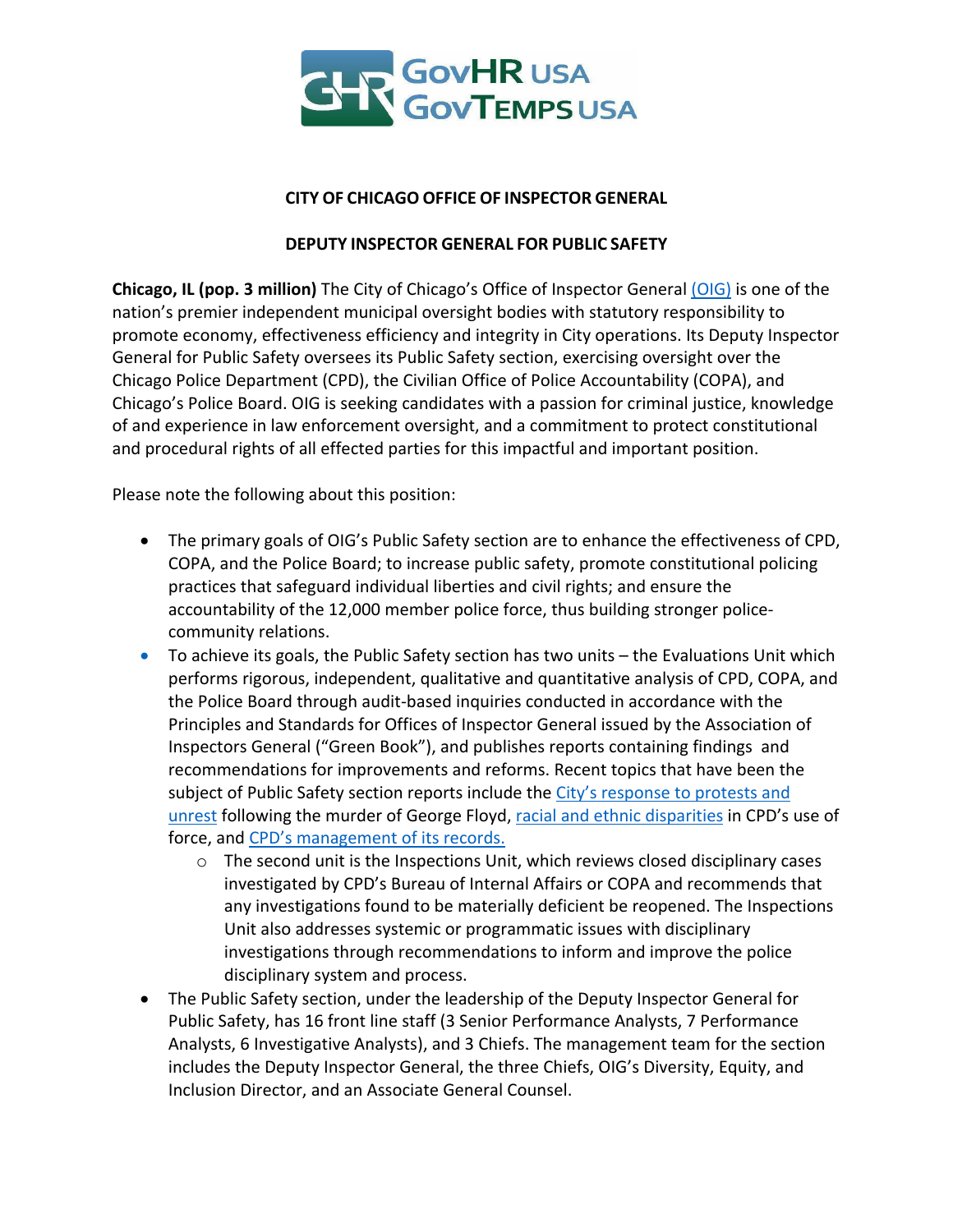GovHR USA
GovTemps USA

**CITY OF CHICAGO OFFICE OF INSPECTOR GENERAL**

**DEPUTY INSPECTOR GENERAL FOR PUBLIC SAFETY**

**Chicago, IL (pop. 3 million)** The City of Chicago's Office of Inspector General [(OIG)](#) is one of the nation's premier independent municipal oversight bodies with statutory responsibility to promote economy, effectiveness efficiency and integrity in City operations. Its Deputy Inspector General for Public Safety oversees its Public Safety section, exercising oversight over the Chicago Police Department (CPD), the Civilian Office of Police Accountability (COPA), and Chicago's Police Board. OIG is seeking candidates with a passion for criminal justice, knowledge of and experience in law enforcement oversight, and a commitment to protect constitutional and procedural rights of all effected parties for this impactful and important position.

Please note the following about this position:

- The primary goals of OIG's Public Safety section are to enhance the effectiveness of CPD, COPA, and the Police Board; to increase public safety, promote constitutional policing practices that safeguard individual liberties and civil rights; and ensure the accountability of the 12,000 member police force, thus building stronger police-community relations.
- To achieve its goals, the Public Safety section has two units – the Evaluations Unit which performs rigorous, independent, qualitative and quantitative analysis of CPD, COPA, and the Police Board through audit-based inquiries conducted in accordance with the Principles and Standards for Offices of Inspector General issued by the Association of Inspectors General ("Green Book"), and publishes reports containing findings and recommendations for improvements and reforms. Recent topics that have been the subject of Public Safety section reports include the City's response to protests and unrest following the murder of George Floyd, racial and ethnic disparities in CPD's use of force, and CPD's management of its records.
  - The second unit is the Inspections Unit, which reviews closed disciplinary cases investigated by CPD's Bureau of Internal Affairs or COPA and recommends that any investigations found to be materially deficient be reopened. The Inspections Unit also addresses systemic or programmatic issues with disciplinary investigations through recommendations to inform and improve the police disciplinary system and process.
- The Public Safety section, under the leadership of the Deputy Inspector General for Public Safety, has 16 front line staff (3 Senior Performance Analysts, 7 Performance Analysts, 6 Investigative Analysts), and 3 Chiefs. The management team for the section includes the Deputy Inspector General, the three Chiefs, OIG's Diversity, Equity, and Inclusion Director, and an Associate General Counsel.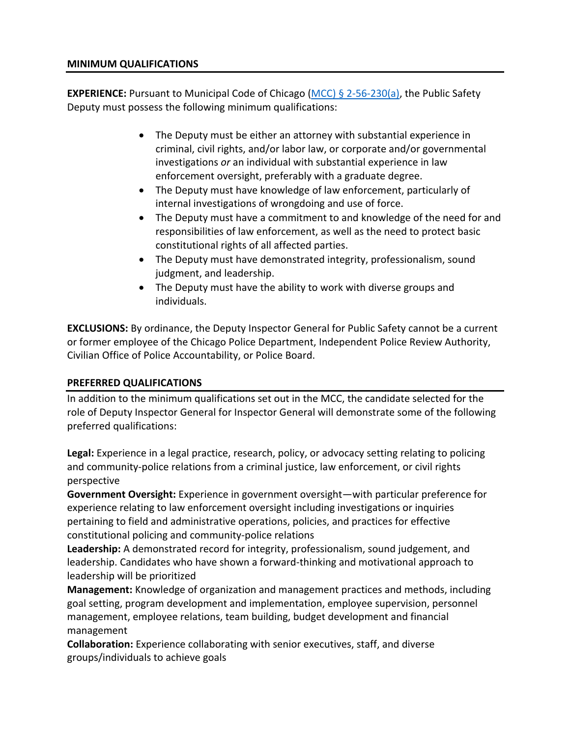## MINIMUM QUALIFICATIONS

**EXPERIENCE:** Pursuant to Municipal Code of Chicago (MCC) § 2-56-230(a), the Public Safety Deputy must possess the following minimum qualifications:

- The Deputy must be either an attorney with substantial experience in criminal, civil rights, and/or labor law, or corporate and/or governmental investigations *or* an individual with substantial experience in law enforcement oversight, preferably with a graduate degree.
- The Deputy must have knowledge of law enforcement, particularly of internal investigations of wrongdoing and use of force.
- The Deputy must have a commitment to and knowledge of the need for and responsibilities of law enforcement, as well as the need to protect basic constitutional rights of all affected parties.
- The Deputy must have demonstrated integrity, professionalism, sound judgment, and leadership.
- The Deputy must have the ability to work with diverse groups and individuals.

**EXCLUSIONS:** By ordinance, the Deputy Inspector General for Public Safety cannot be a current or former employee of the Chicago Police Department, Independent Police Review Authority, Civilian Office of Police Accountability, or Police Board.

## PREFERRED QUALIFICATIONS

In addition to the minimum qualifications set out in the MCC, the candidate selected for the role of Deputy Inspector General for Inspector General will demonstrate some of the following preferred qualifications:

**Legal:** Experience in a legal practice, research, policy, or advocacy setting relating to policing and community-police relations from a criminal justice, law enforcement, or civil rights perspective

**Government Oversight:** Experience in government oversight—with particular preference for experience relating to law enforcement oversight including investigations or inquiries pertaining to field and administrative operations, policies, and practices for effective constitutional policing and community-police relations

**Leadership:** A demonstrated record for integrity, professionalism, sound judgement, and leadership. Candidates who have shown a forward-thinking and motivational approach to leadership will be prioritized

**Management:** Knowledge of organization and management practices and methods, including goal setting, program development and implementation, employee supervision, personnel management, employee relations, team building, budget development and financial management

**Collaboration:** Experience collaborating with senior executives, staff, and diverse groups/individuals to achieve goals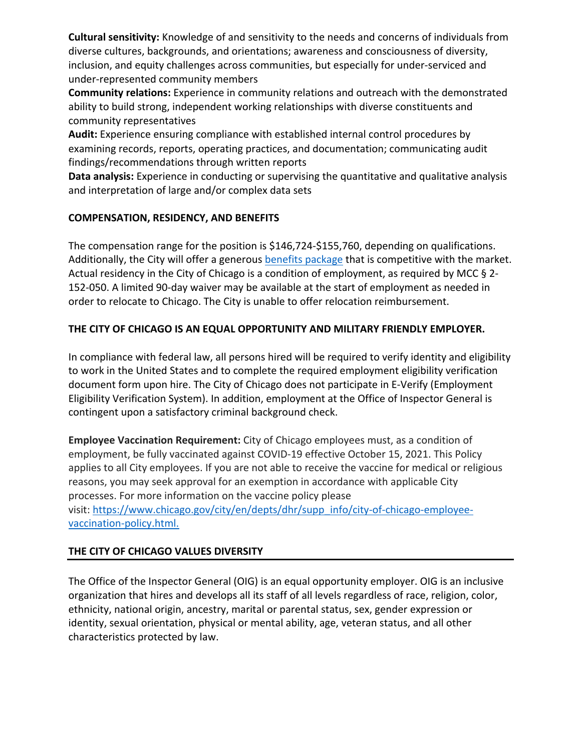**Cultural sensitivity:** Knowledge of and sensitivity to the needs and concerns of individuals from diverse cultures, backgrounds, and orientations; awareness and consciousness of diversity, inclusion, and equity challenges across communities, but especially for under-serviced and under-represented community members

**Community relations:** Experience in community relations and outreach with the demonstrated ability to build strong, independent working relationships with diverse constituents and community representatives

**Audit:** Experience ensuring compliance with established internal control procedures by examining records, reports, operating practices, and documentation; communicating audit findings/recommendations through written reports

**Data analysis:** Experience in conducting or supervising the quantitative and qualitative analysis and interpretation of large and/or complex data sets

**COMPENSATION, RESIDENCY, AND BENEFITS**

The compensation range for the position is $146,724-$155,760, depending on qualifications. Additionally, the City will offer a generous [benefits package]() that is competitive with the market. Actual residency in the City of Chicago is a condition of employment, as required by MCC § 2-152-050. A limited 90-day waiver may be available at the start of employment as needed in order to relocate to Chicago. The City is unable to offer relocation reimbursement.

**THE CITY OF CHICAGO IS AN EQUAL OPPORTUNITY AND MILITARY FRIENDLY EMPLOYER.**

In compliance with federal law, all persons hired will be required to verify identity and eligibility to work in the United States and to complete the required employment eligibility verification document form upon hire. The City of Chicago does not participate in E-Verify (Employment Eligibility Verification System). In addition, employment at the Office of Inspector General is contingent upon a satisfactory criminal background check.

**Employee Vaccination Requirement:** City of Chicago employees must, as a condition of employment, be fully vaccinated against COVID-19 effective October 15, 2021. This Policy applies to all City employees. If you are not able to receive the vaccine for medical or religious reasons, you may seek approval for an exemption in accordance with applicable City processes. For more information on the vaccine policy please visit: https://www.chicago.gov/city/en/depts/dhr/supp_info/city-of-chicago-employee-vaccination-policy.html.

**THE CITY OF CHICAGO VALUES DIVERSITY**

The Office of the Inspector General (OIG) is an equal opportunity employer. OIG is an inclusive organization that hires and develops all its staff of all levels regardless of race, religion, color, ethnicity, national origin, ancestry, marital or parental status, sex, gender expression or identity, sexual orientation, physical or mental ability, age, veteran status, and all other characteristics protected by law.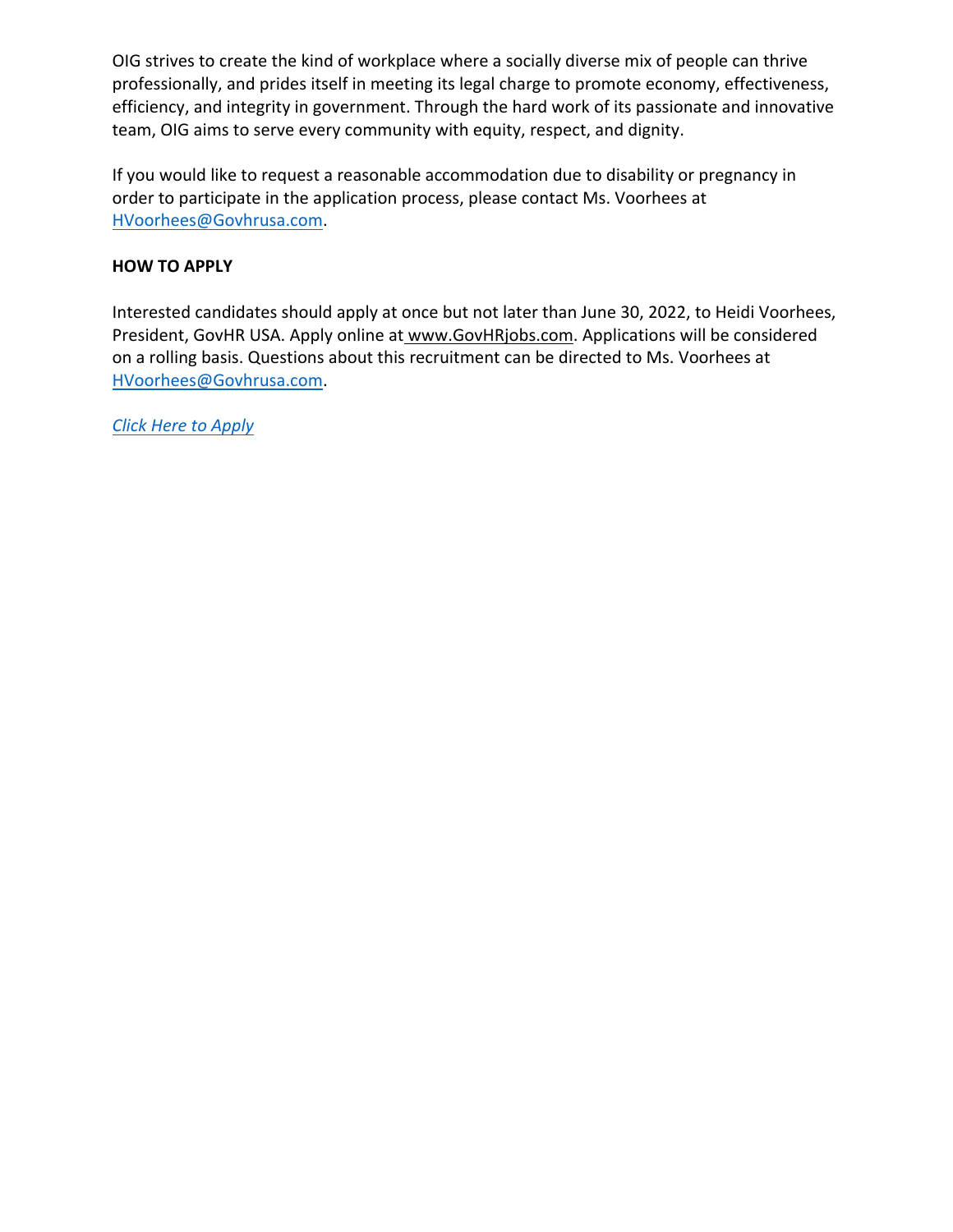OIG strives to create the kind of workplace where a socially diverse mix of people can thrive professionally, and prides itself in meeting its legal charge to promote economy, effectiveness, efficiency, and integrity in government. Through the hard work of its passionate and innovative team, OIG aims to serve every community with equity, respect, and dignity.

If you would like to request a reasonable accommodation due to disability or pregnancy in order to participate in the application process, please contact Ms. Voorhees at HVoorhees@Govhrusa.com.

**HOW TO APPLY**

Interested candidates should apply at once but not later than June 30, 2022, to Heidi Voorhees, President, GovHR USA. Apply online at www.GovHRjobs.com. Applications will be considered on a rolling basis. Questions about this recruitment can be directed to Ms. Voorhees at HVoorhees@Govhrusa.com.

*Click Here to Apply*